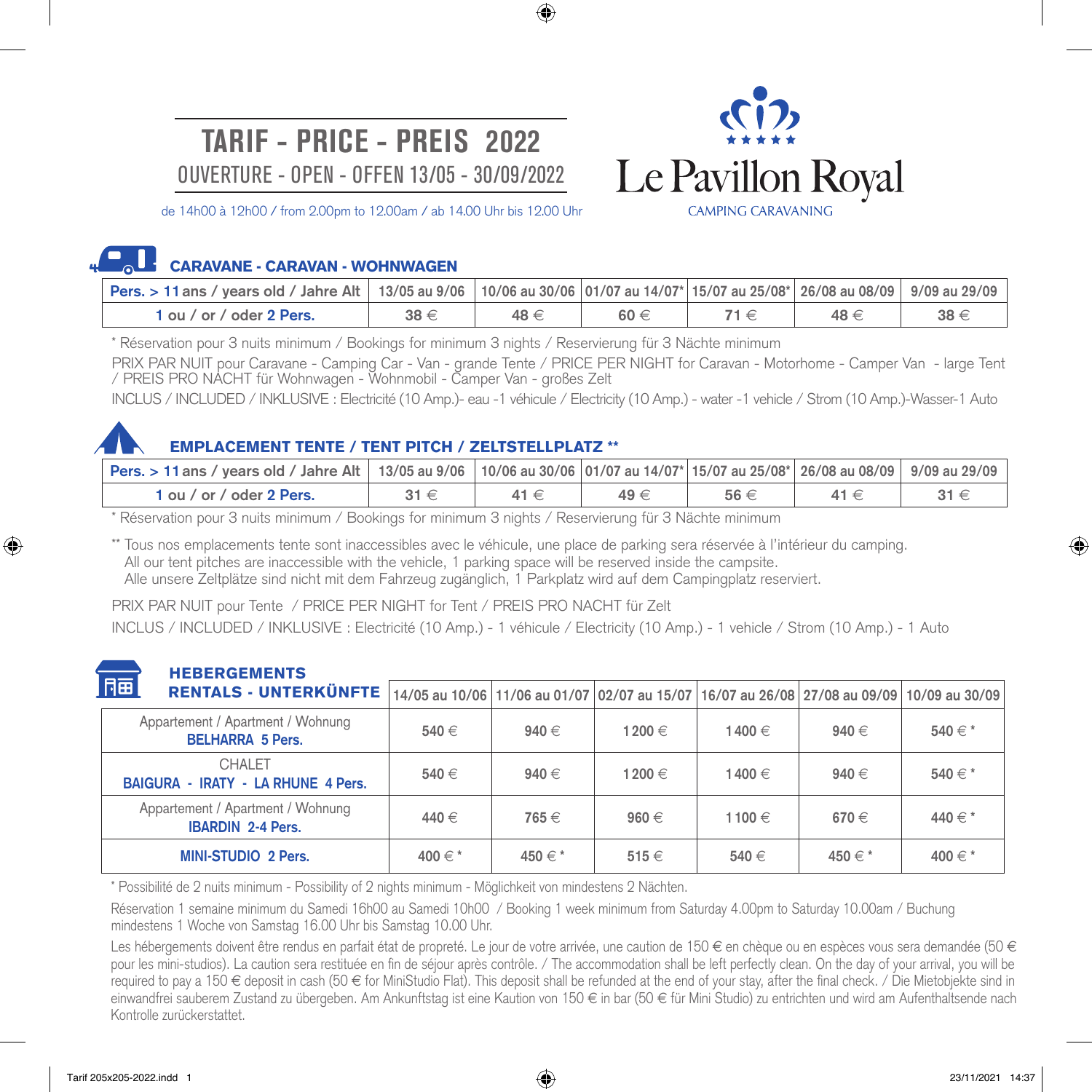# TARIF - PRICE - PREIS 2022

OUVERTURE - OPEN - OFFEN 13/05 - 30/09/2022

de 14h00 à 12h00 / from 2.00pm to 12.00am / ab 14.00 Uhr bis 12.00 Uhr

**Le Pavillon Royal**

CAMPING CARAVANING

## CARAVANE - CARAVAN - WOHNWAGEN

| Pers. > 11 ans / years old / Jahre Alt | 13/05 au 9/06 | 10/06 au 30/06 | 01/07 au 14/07* | 15/07 au 25/08* | 26/08 au 08/09 | 9/09 au 29/09 |
|---|---|---|---|---|---|---|
| 1 ou / or / oder 2 Pers. | 38 € | 48 € | 60 € | 71 € | 48 € | 38 € |

* Réservation pour 3 nuits minimum / Bookings for minimum 3 nights / Reservierung für 3 Nächte minimum

PRIX PAR NUIT pour Caravane - Camping Car - Van - grande Tente / PRICE PER NIGHT for Caravan - Motorhome - Camper Van - large Tent / PREIS PRO NACHT für Wohnwagen - Wohnmobil - Camper Van - großes Zelt

INCLUS / INCLUDED / INKLUSIVE : Electricité (10 Amp.)- eau -1 véhicule / Electricity (10 Amp.) - water -1 vehicle / Strom (10 Amp.)-Wasser-1 Auto

## EMPLACEMENT TENTE / TENT PITCH / ZELTSTELLPLATZ **

| Pers. > 11 ans / years old / Jahre Alt | 13/05 au 9/06 | 10/06 au 30/06 | 01/07 au 14/07* | 15/07 au 25/08* | 26/08 au 08/09 | 9/09 au 29/09 |
|---|---|---|---|---|---|---|
| 1 ou / or / oder 2 Pers. | 31 € | 41 € | 49 € | 56 € | 41 € | 31 € |

* Réservation pour 3 nuits minimum / Bookings for minimum 3 nights / Reservierung für 3 Nächte minimum

** Tous nos emplacements tente sont inaccessibles avec le véhicule, une place de parking sera réservée à l'intérieur du camping.
All our tent pitches are inaccessible with the vehicle, 1 parking space will be reserved inside the campsite.
Alle unsere Zeltplätze sind nicht mit dem Fahrzeug zugänglich, 1 Parkplatz wird auf dem Campingplatz reserviert.

PRIX PAR NUIT pour Tente / PRICE PER NIGHT for Tent / PREIS PRO NACHT für Zelt

INCLUS / INCLUDED / INKLUSIVE : Electricité (10 Amp.) - 1 véhicule / Electricity (10 Amp.) - 1 vehicle / Strom (10 Amp.) - 1 Auto

## HEBERGEMENTS RENTALS - UNTERKÜNFTE

| HEBERGEMENTS RENTALS - UNTERKÜNFTE | 14/05 au 10/06 | 11/06 au 01/07 | 02/07 au 15/07 | 16/07 au 26/08 | 27/08 au 09/09 | 10/09 au 30/09 |
|---|---|---|---|---|---|---|
| Appartement / Apartment / Wohnung **BELHARRA 5 Pers.** | 540 € | 940 € | 1 200 € | 1 400 € | 940 € | 540 € * |
| CHALET **BAIGURA - IRATY - LA RHUNE 4 Pers.** | 540 € | 940 € | 1 200 € | 1 400 € | 940 € | 540 € * |
| Appartement / Apartment / Wohnung **IBARDIN 2-4 Pers.** | 440 € | 765 € | 960 € | 1 100 € | 670 € | 440 € * |
| **MINI-STUDIO 2 Pers.** | 400 € * | 450 € * | 515 € | 540 € | 450 € * | 400 € * |

* Possibilité de 2 nuits minimum - Possibility of 2 nights minimum - Möglichkeit von mindestens 2 Nächten.

Réservation 1 semaine minimum du Samedi 16h00 au Samedi 10h00 / Booking 1 week minimum from Saturday 4.00pm to Saturday 10.00am / Buchung mindestens 1 Woche von Samstag 16.00 Uhr bis Samstag 10.00 Uhr.

Les hébergements doivent être rendus en parfait état de propreté. Le jour de votre arrivée, une caution de 150 € en chèque ou en espèces vous sera demandée (50 € pour les mini-studios). La caution sera restituée en fin de séjour après contrôle. / The accommodation shall be left perfectly clean. On the day of your arrival, you will be required to pay a 150 € deposit in cash (50 € for MiniStudio Flat). This deposit shall be refunded at the end of your stay, after the final check. / Die Mietobjekte sind in einwandfrei sauberem Zustand zu übergeben. Am Ankunftstag ist eine Kaution von 150 € in bar (50 € für Mini Studio) zu entrichten und wird am Aufenthaltsende nach Kontrolle zurückerstattet.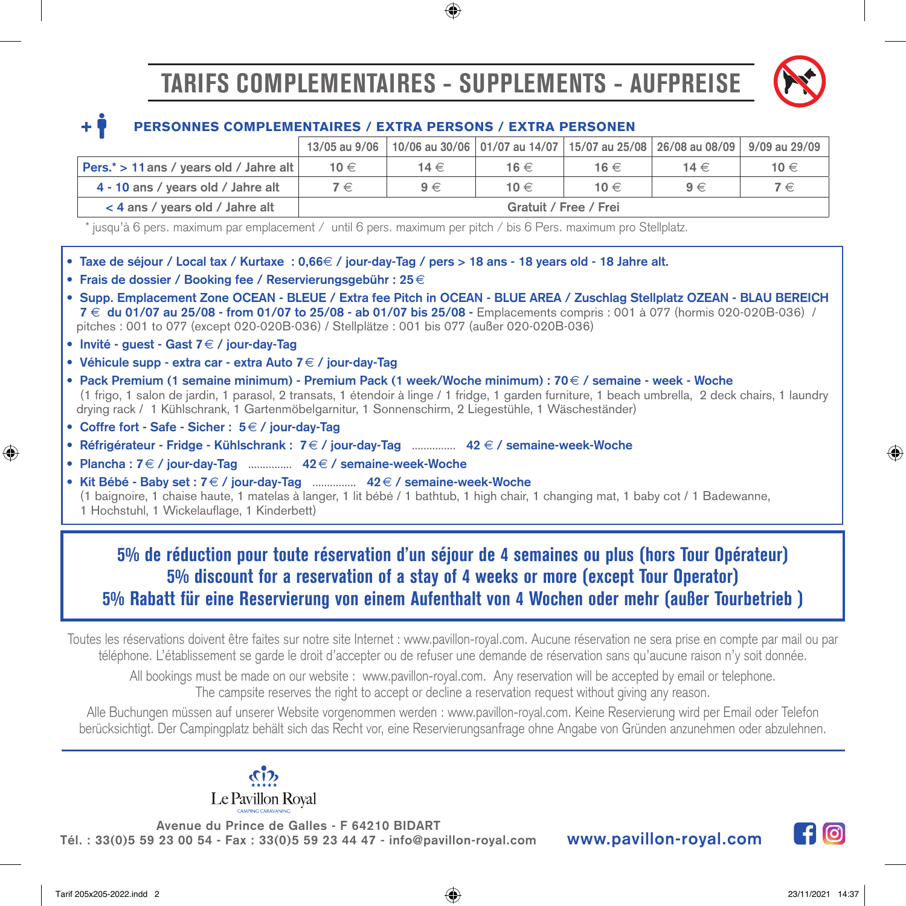# TARIFS COMPLEMENTAIRES - SUPPLEMENTS - AUFPREISE

## PERSONNES COMPLEMENTAIRES / EXTRA PERSONS / EXTRA PERSONEN

| | 13/05 au 9/06 | 10/06 au 30/06 | 01/07 au 14/07 | 15/07 au 25/08 | 26/08 au 08/09 | 9/09 au 29/09 |
|---|---|---|---|---|---|---|
| Pers.* > 11 ans / years old / Jahre alt | 10 € | 14 € | 16 € | 16 € | 14 € | 10 € |
| 4 - 10 ans / years old / Jahre alt | 7 € | 9 € | 10 € | 10 € | 9 € | 7 € |
| < 4 ans / years old / Jahre alt | Gratuit / Free / Frei | | | | | |

* jusqu'à 6 pers. maximum par emplacement / until 6 pers. maximum per pitch / bis 6 Pers. maximum pro Stellplatz.

- **Taxe de séjour / Local tax / Kurtaxe : 0,66€ / jour-day-Tag / pers > 18 ans - 18 years old - 18 Jahre alt.**
- **Frais de dossier / Booking fee / Reservierungsgebühr : 25€**
- **Supp. Emplacement Zone OCEAN - BLEUE / Extra fee Pitch in OCEAN - BLUE AREA / Zuschlag Stellplatz OZEAN - BLAU BEREICH 7 € du 01/07 au 25/08 - from 01/07 to 25/08 - ab 01/07 bis 25/08 -** Emplacements compris : 001 à 077 (hormis 020-020B-036) / pitches : 001 to 077 (except 020-020B-036) / Stellplätze : 001 bis 077 (außer 020-020B-036)
- **Invité - guest - Gast 7€ / jour-day-Tag**
- **Véhicule supp - extra car - extra Auto 7€ / jour-day-Tag**
- **Pack Premium (1 semaine minimum) - Premium Pack (1 week/Woche minimum) : 70€ / semaine - week - Woche**
  (1 frigo, 1 salon de jardin, 1 parasol, 2 transats, 1 étendoir à linge / 1 fridge, 1 garden furniture, 1 beach umbrella, 2 deck chairs, 1 laundry drying rack / 1 Kühlschrank, 1 Gartenmöbelgarnitur, 1 Sonnenschirm, 2 Liegestühle, 1 Wäscheständer)
- **Coffre fort - Safe - Sicher : 5€ / jour-day-Tag**
- **Réfrigérateur - Fridge - Kühlschrank : 7€ / jour-day-Tag ............... 42 € / semaine-week-Woche**
- **Plancha : 7€ / jour-day-Tag ............... 42€ / semaine-week-Woche**
- **Kit Bébé - Baby set : 7€ / jour-day-Tag ............... 42€ / semaine-week-Woche**
  (1 baignoire, 1 chaise haute, 1 matelas à langer, 1 lit bébé / 1 bathtub, 1 high chair, 1 changing mat, 1 baby cot / 1 Badewanne, 1 Hochstuhl, 1 Wickelauflage, 1 Kinderbett)

**5% de réduction pour toute réservation d'un séjour de 4 semaines ou plus (hors Tour Opérateur)**
**5% discount for a reservation of a stay of 4 weeks or more (except Tour Operator)**
**5% Rabatt für eine Reservierung von einem Aufenthalt von 4 Wochen oder mehr (außer Tourbetrieb )**

Toutes les réservations doivent être faites sur notre site Internet : www.pavillon-royal.com. Aucune réservation ne sera prise en compte par mail ou par téléphone. L'établissement se garde le droit d'accepter ou de refuser une demande de réservation sans qu'aucune raison n'y soit donnée.

All bookings must be made on our website : www.pavillon-royal.com. Any reservation will be accepted by email or telephone. The campsite reserves the right to accept or decline a reservation request without giving any reason.

Alle Buchungen müssen auf unserer Website vorgenommen werden : www.pavillon-royal.com. Keine Reservierung wird per Email oder Telefon berücksichtigt. Der Campingplatz behält sich das Recht vor, eine Reservierungsanfrage ohne Angabe von Gründen anzunehmen oder abzulehnen.

Le Pavillon Royal
CAMPING CARAVANING

Avenue du Prince de Galles - F 64210 BIDART
Tél. : 33(0)5 59 23 00 54 - Fax : 33(0)5 59 23 44 47 - info@pavillon-royal.com

www.pavillon-royal.com